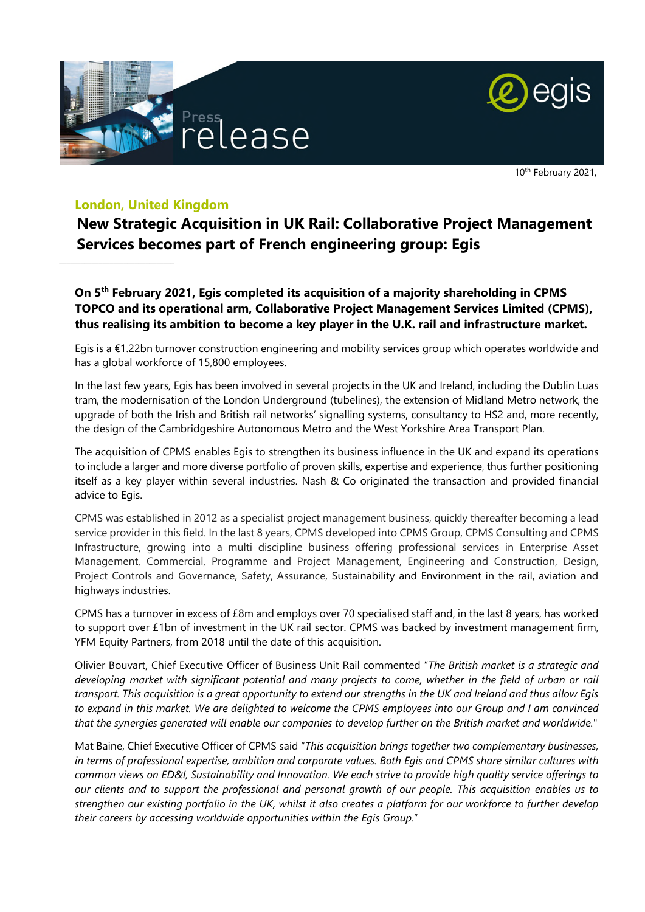Press release

10th February 2021,

## London, United Kingdom

# New Strategic Acquisition in UK Rail: Collaborative Project Management Services becomes part of French engineering group: Egis

**On 5th February 2021, Egis completed its acquisition of a majority shareholding in CPMS TOPCO and its operational arm, Collaborative Project Management Services Limited (CPMS), thus realising its ambition to become a key player in the U.K. rail and infrastructure market.**

Egis is a €1.22bn turnover construction engineering and mobility services group which operates worldwide and has a global workforce of 15,800 employees.

In the last few years, Egis has been involved in several projects in the UK and Ireland, including the Dublin Luas tram, the modernisation of the London Underground (tubelines), the extension of Midland Metro network, the upgrade of both the Irish and British rail networks' signalling systems, consultancy to HS2 and, more recently, the design of the Cambridgeshire Autonomous Metro and the West Yorkshire Area Transport Plan.

The acquisition of CPMS enables Egis to strengthen its business influence in the UK and expand its operations to include a larger and more diverse portfolio of proven skills, expertise and experience, thus further positioning itself as a key player within several industries. Nash & Co originated the transaction and provided financial advice to Egis.

CPMS was established in 2012 as a specialist project management business, quickly thereafter becoming a lead service provider in this field. In the last 8 years, CPMS developed into CPMS Group, CPMS Consulting and CPMS Infrastructure, growing into a multi discipline business offering professional services in Enterprise Asset Management, Commercial, Programme and Project Management, Engineering and Construction, Design, Project Controls and Governance, Safety, Assurance, Sustainability and Environment in the rail, aviation and highways industries.

CPMS has a turnover in excess of £8m and employs over 70 specialised staff and, in the last 8 years, has worked to support over £1bn of investment in the UK rail sector. CPMS was backed by investment management firm, YFM Equity Partners, from 2018 until the date of this acquisition.

Olivier Bouvart, Chief Executive Officer of Business Unit Rail commented "*The British market is a strategic and developing market with significant potential and many projects to come, whether in the field of urban or rail transport. This acquisition is a great opportunity to extend our strengths in the UK and Ireland and thus allow Egis to expand in this market. We are delighted to welcome the CPMS employees into our Group and I am convinced that the synergies generated will enable our companies to develop further on the British market and worldwide.*"

Mat Baine, Chief Executive Officer of CPMS said "*This acquisition brings together two complementary businesses, in terms of professional expertise, ambition and corporate values. Both Egis and CPMS share similar cultures with common views on ED&I, Sustainability and Innovation. We each strive to provide high quality service offerings to our clients and to support the professional and personal growth of our people. This acquisition enables us to strengthen our existing portfolio in the UK, whilst it also creates a platform for our workforce to further develop their careers by accessing worldwide opportunities within the Egis Group.*"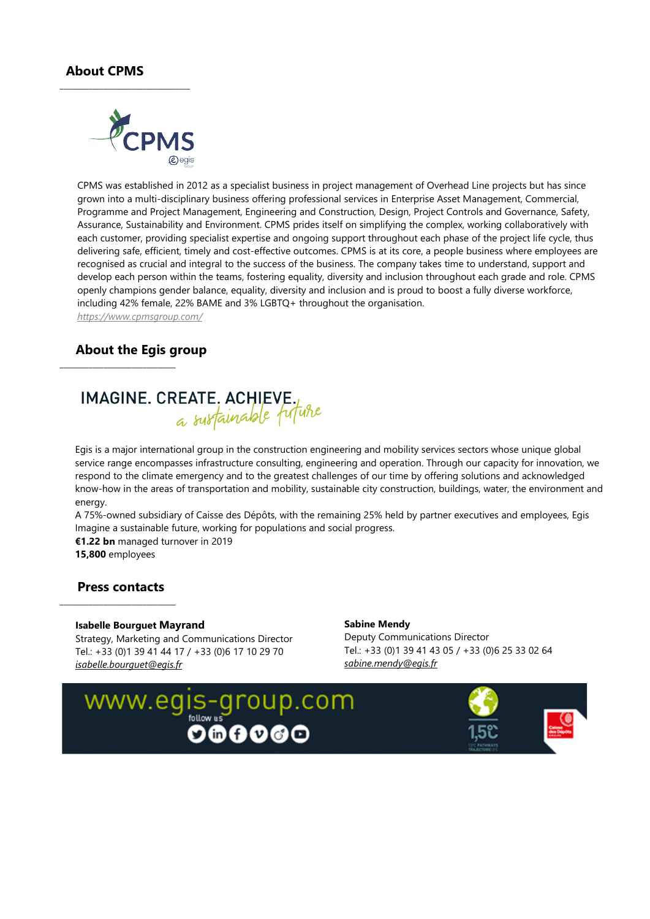## About CPMS

CPMS was established in 2012 as a specialist business in project management of Overhead Line projects but has since grown into a multi-disciplinary business offering professional services in Enterprise Asset Management, Commercial, Programme and Project Management, Engineering and Construction, Design, Project Controls and Governance, Safety, Assurance, Sustainability and Environment. CPMS prides itself on simplifying the complex, working collaboratively with each customer, providing specialist expertise and ongoing support throughout each phase of the project life cycle, thus delivering safe, efficient, timely and cost-effective outcomes. CPMS is at its core, a people business where employees are recognised as crucial and integral to the success of the business. The company takes time to understand, support and develop each person within the teams, fostering equality, diversity and inclusion throughout each grade and role. CPMS openly champions gender balance, equality, diversity and inclusion and is proud to boost a fully diverse workforce, including 42% female, 22% BAME and 3% LGBTQ+ throughout the organisation.

*https://www.cpmsgroup.com/*

## About the Egis group

IMAGINE. CREATE. ACHIEVE. *a sustainable future*

Egis is a major international group in the construction engineering and mobility services sectors whose unique global service range encompasses infrastructure consulting, engineering and operation. Through our capacity for innovation, we respond to the climate emergency and to the greatest challenges of our time by offering solutions and acknowledged know-how in the areas of transportation and mobility, sustainable city construction, buildings, water, the environment and energy.

A 75%-owned subsidiary of Caisse des Dépôts, with the remaining 25% held by partner executives and employees, Egis Imagine a sustainable future, working for populations and social progress.

**€1.22 bn** managed turnover in 2019

**15,800** employees

## Press contacts

**Isabelle Bourguet Mayrand**
Strategy, Marketing and Communications Director
Tel.: +33 (0)1 39 41 44 17 / +33 (0)6 17 10 29 70
*isabelle.bourguet@egis.fr*

**Sabine Mendy**
Deputy Communications Director
Tel.: +33 (0)1 39 41 43 05 / +33 (0)6 25 33 02 64
*sabine.mendy@egis.fr*

www.egis-group.com
follow us